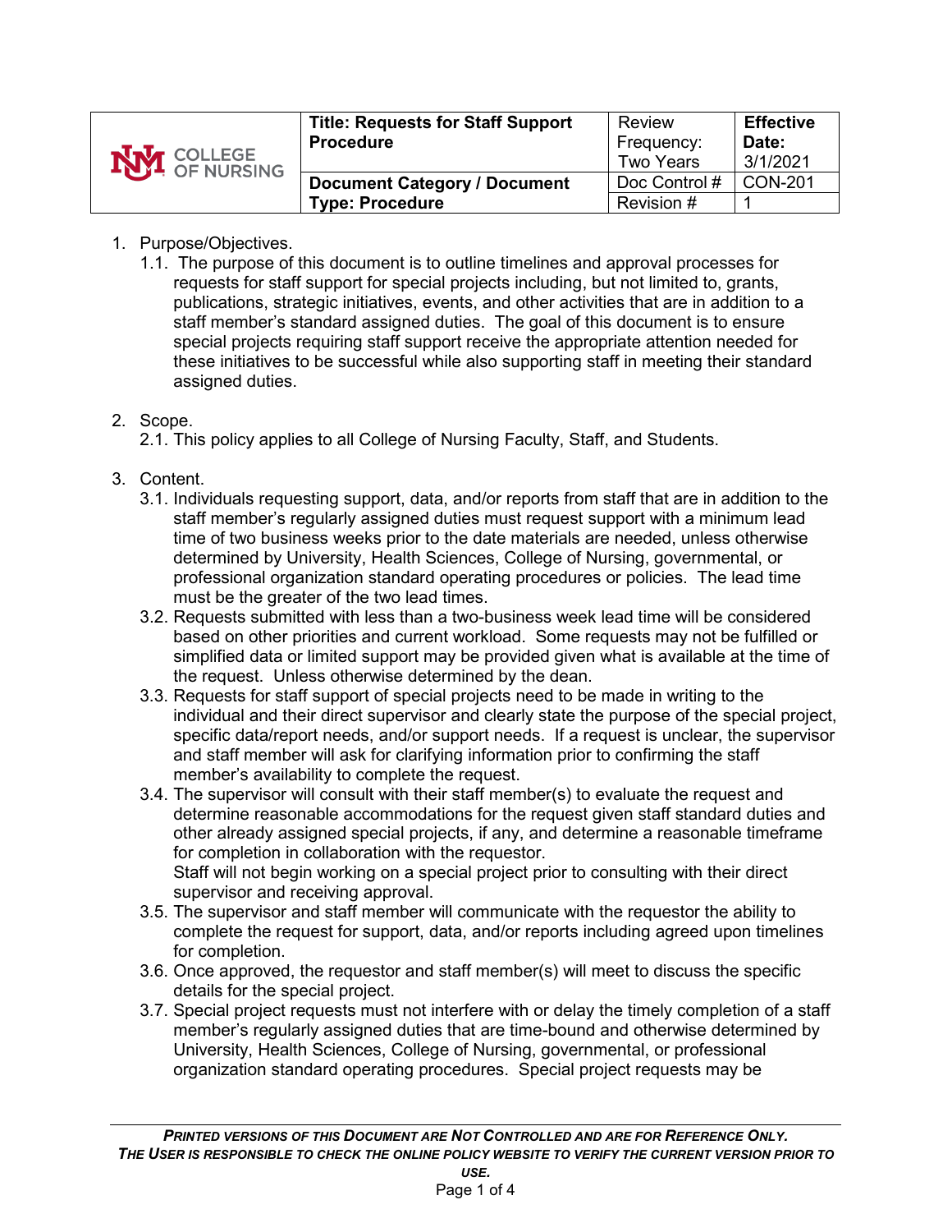| COLLEGE OF NURSING | **Title: Requests for Staff Support Procedure** | Review Frequency: Two Years | **Effective Date:** 3/1/2021 |
|---|---|---|---|
| | **Document Category / Document Type: Procedure** | Doc Control # | CON-201 |
| | | Revision # | 1 |

1. Purpose/Objectives.
   1.1. The purpose of this document is to outline timelines and approval processes for requests for staff support for special projects including, but not limited to, grants, publications, strategic initiatives, events, and other activities that are in addition to a staff member's standard assigned duties. The goal of this document is to ensure special projects requiring staff support receive the appropriate attention needed for these initiatives to be successful while also supporting staff in meeting their standard assigned duties.

2. Scope.
   2.1. This policy applies to all College of Nursing Faculty, Staff, and Students.

3. Content.
   3.1. Individuals requesting support, data, and/or reports from staff that are in addition to the staff member's regularly assigned duties must request support with a minimum lead time of two business weeks prior to the date materials are needed, unless otherwise determined by University, Health Sciences, College of Nursing, governmental, or professional organization standard operating procedures or policies. The lead time must be the greater of the two lead times.
   3.2. Requests submitted with less than a two-business week lead time will be considered based on other priorities and current workload. Some requests may not be fulfilled or simplified data or limited support may be provided given what is available at the time of the request. Unless otherwise determined by the dean.
   3.3. Requests for staff support of special projects need to be made in writing to the individual and their direct supervisor and clearly state the purpose of the special project, specific data/report needs, and/or support needs. If a request is unclear, the supervisor and staff member will ask for clarifying information prior to confirming the staff member's availability to complete the request.
   3.4. The supervisor will consult with their staff member(s) to evaluate the request and determine reasonable accommodations for the request given staff standard duties and other already assigned special projects, if any, and determine a reasonable timeframe for completion in collaboration with the requestor.
   Staff will not begin working on a special project prior to consulting with their direct supervisor and receiving approval.
   3.5. The supervisor and staff member will communicate with the requestor the ability to complete the request for support, data, and/or reports including agreed upon timelines for completion.
   3.6. Once approved, the requestor and staff member(s) will meet to discuss the specific details for the special project.
   3.7. Special project requests must not interfere with or delay the timely completion of a staff member's regularly assigned duties that are time-bound and otherwise determined by University, Health Sciences, College of Nursing, governmental, or professional organization standard operating procedures. Special project requests may be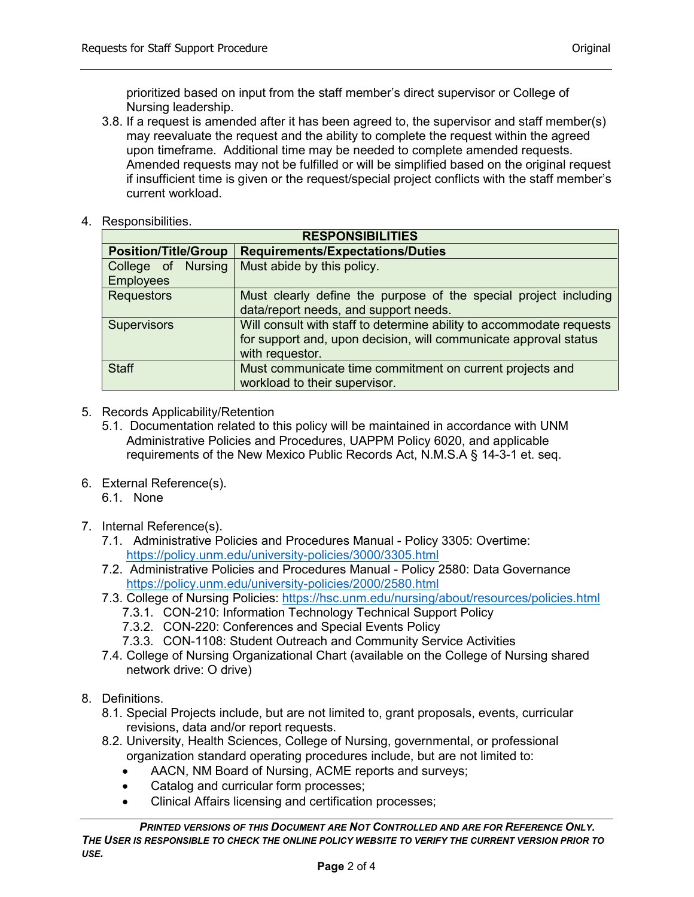prioritized based on input from the staff member's direct supervisor or College of Nursing leadership.

3.8. If a request is amended after it has been agreed to, the supervisor and staff member(s) may reevaluate the request and the ability to complete the request within the agreed upon timeframe. Additional time may be needed to complete amended requests. Amended requests may not be fulfilled or will be simplified based on the original request if insufficient time is given or the request/special project conflicts with the staff member's current workload.

4. Responsibilities.

| RESPONSIBILITIES | |
|---|---|
| **Position/Title/Group** | **Requirements/Expectations/Duties** |
| College of Nursing Employees | Must abide by this policy. |
| Requestors | Must clearly define the purpose of the special project including data/report needs, and support needs. |
| Supervisors | Will consult with staff to determine ability to accommodate requests for support and, upon decision, will communicate approval status with requestor. |
| Staff | Must communicate time commitment on current projects and workload to their supervisor. |

5. Records Applicability/Retention
   5.1. Documentation related to this policy will be maintained in accordance with UNM Administrative Policies and Procedures, UAPPM Policy 6020, and applicable requirements of the New Mexico Public Records Act, N.M.S.A § 14-3-1 et. seq.

6. External Reference(s).
   6.1. None

7. Internal Reference(s).
   7.1. Administrative Policies and Procedures Manual - Policy 3305: Overtime: https://policy.unm.edu/university-policies/3000/3305.html
   7.2. Administrative Policies and Procedures Manual - Policy 2580: Data Governance https://policy.unm.edu/university-policies/2000/2580.html
   7.3. College of Nursing Policies: https://hsc.unm.edu/nursing/about/resources/policies.html
      7.3.1. CON-210: Information Technology Technical Support Policy
      7.3.2. CON-220: Conferences and Special Events Policy
      7.3.3. CON-1108: Student Outreach and Community Service Activities
   7.4. College of Nursing Organizational Chart (available on the College of Nursing shared network drive: O drive)

8. Definitions.
   8.1. Special Projects include, but are not limited to, grant proposals, events, curricular revisions, data and/or report requests.
   8.2. University, Health Sciences, College of Nursing, governmental, or professional organization standard operating procedures include, but are not limited to:
      - AACN, NM Board of Nursing, ACME reports and surveys;
      - Catalog and curricular form processes;
      - Clinical Affairs licensing and certification processes;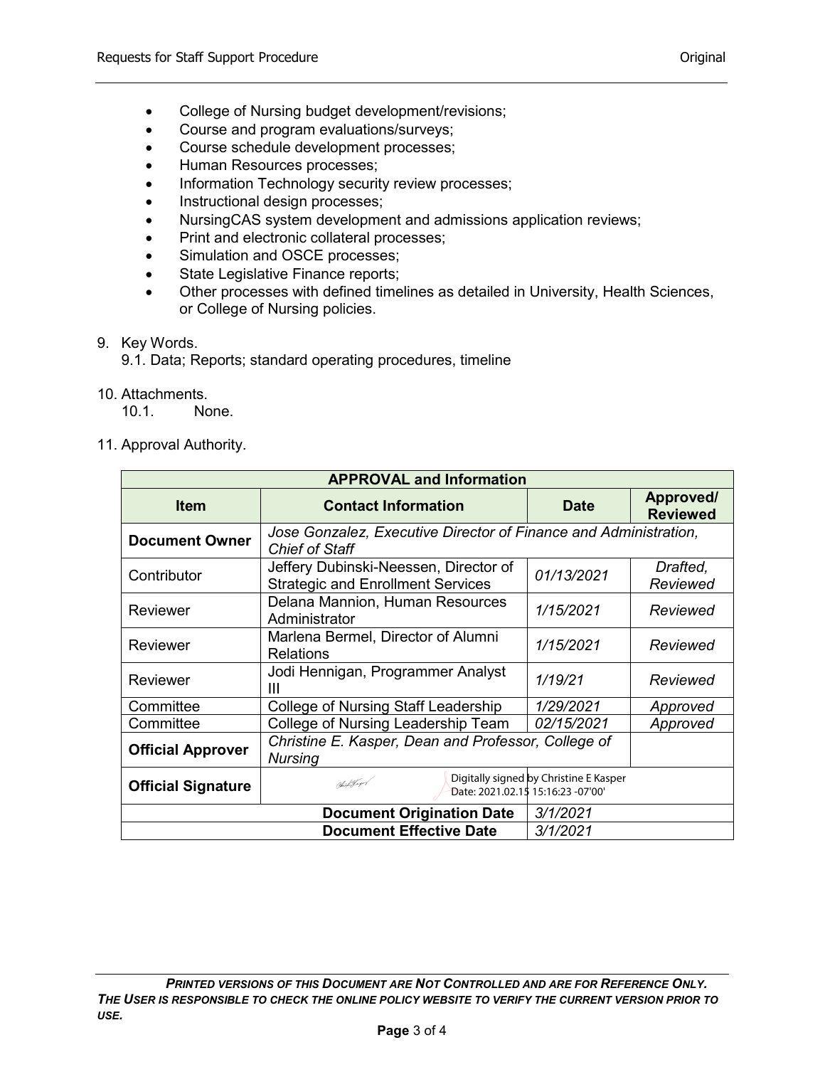- College of Nursing budget development/revisions;
- Course and program evaluations/surveys;
- Course schedule development processes;
- Human Resources processes;
- Information Technology security review processes;
- Instructional design processes;
- NursingCAS system development and admissions application reviews;
- Print and electronic collateral processes;
- Simulation and OSCE processes;
- State Legislative Finance reports;
- Other processes with defined timelines as detailed in University, Health Sciences, or College of Nursing policies.

9. Key Words.
   9.1. Data; Reports; standard operating procedures, timeline

10. Attachments.
    10.1. None.

11. Approval Authority.

| APPROVAL and Information | | | |
|---|---|---|---|
| **Item** | **Contact Information** | **Date** | **Approved/ Reviewed** |
| **Document Owner** | *Jose Gonzalez, Executive Director of Finance and Administration, Chief of Staff* | | |
| Contributor | Jeffery Dubinski-Neessen, Director of Strategic and Enrollment Services | *01/13/2021* | *Drafted, Reviewed* |
| Reviewer | Delana Mannion, Human Resources Administrator | *1/15/2021* | *Reviewed* |
| Reviewer | Marlena Bermel, Director of Alumni Relations | *1/15/2021* | *Reviewed* |
| Reviewer | Jodi Hennigan, Programmer Analyst III | *1/19/21* | *Reviewed* |
| Committee | College of Nursing Staff Leadership | *1/29/2021* | *Approved* |
| Committee | College of Nursing Leadership Team | *02/15/2021* | *Approved* |
| **Official Approver** | *Christine E. Kasper, Dean and Professor, College of Nursing* | | |
| **Official Signature** | Digitally signed by Christine E Kasper Date: 2021.02.15 15:16:23 -07'00' | | |
| **Document Origination Date** | | *3/1/2021* | |
| **Document Effective Date** | | *3/1/2021* | |

***PRINTED VERSIONS OF THIS DOCUMENT ARE NOT CONTROLLED AND ARE FOR REFERENCE ONLY. THE USER IS RESPONSIBLE TO CHECK THE ONLINE POLICY WEBSITE TO VERIFY THE CURRENT VERSION PRIOR TO USE.***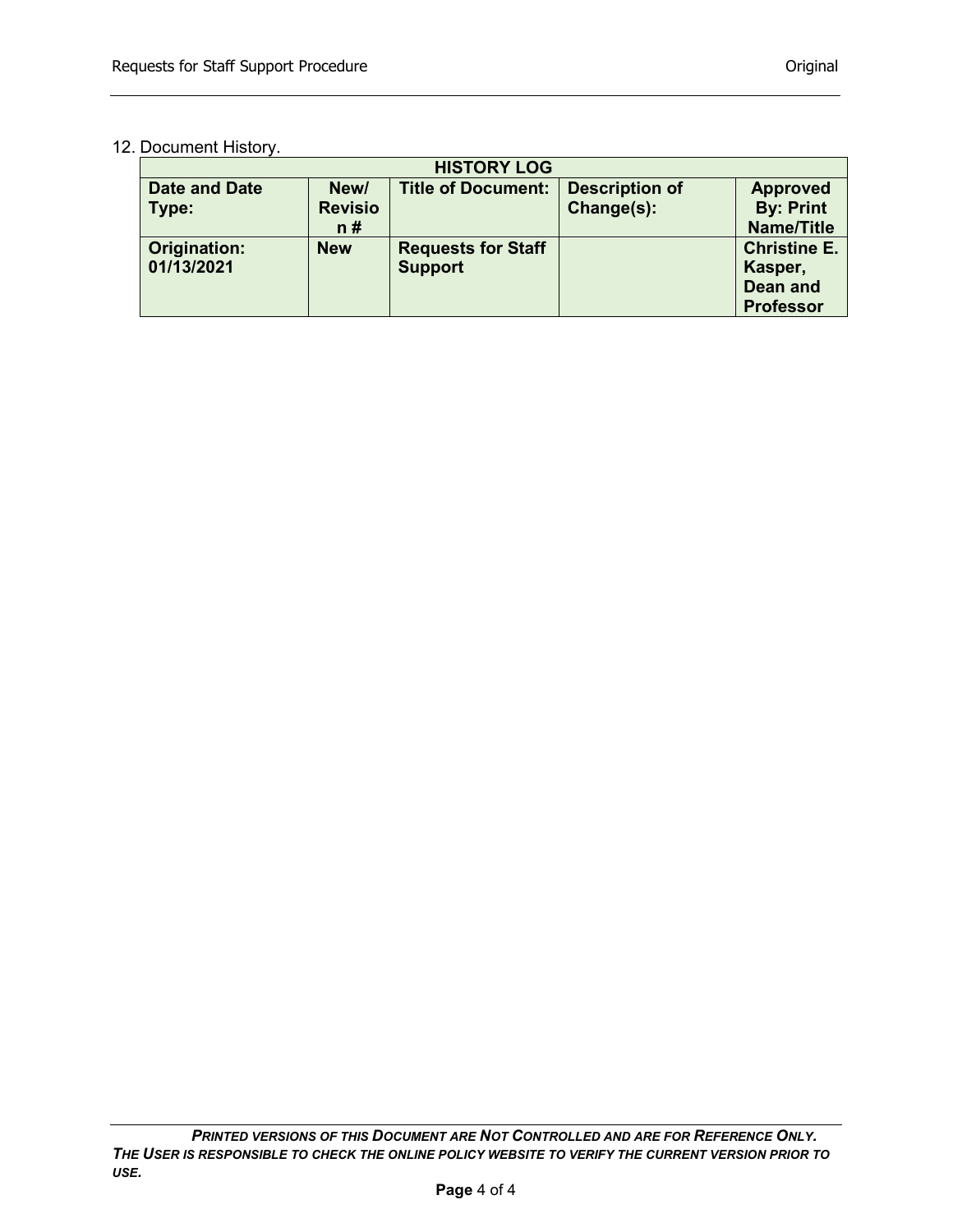12. Document History.

| HISTORY LOG | | | | |
|---|---|---|---|---|
| **Date and Date Type:** | **New/ Revision #** | **Title of Document:** | **Description of Change(s):** | **Approved By: Print Name/Title** |
| **Origination: 01/13/2021** | **New** | **Requests for Staff Support** | | **Christine E. Kasper, Dean and Professor** |

***Printed versions of this Document are Not Controlled and are for Reference Only. The User is responsible to check the online policy website to verify the current version prior to use.***